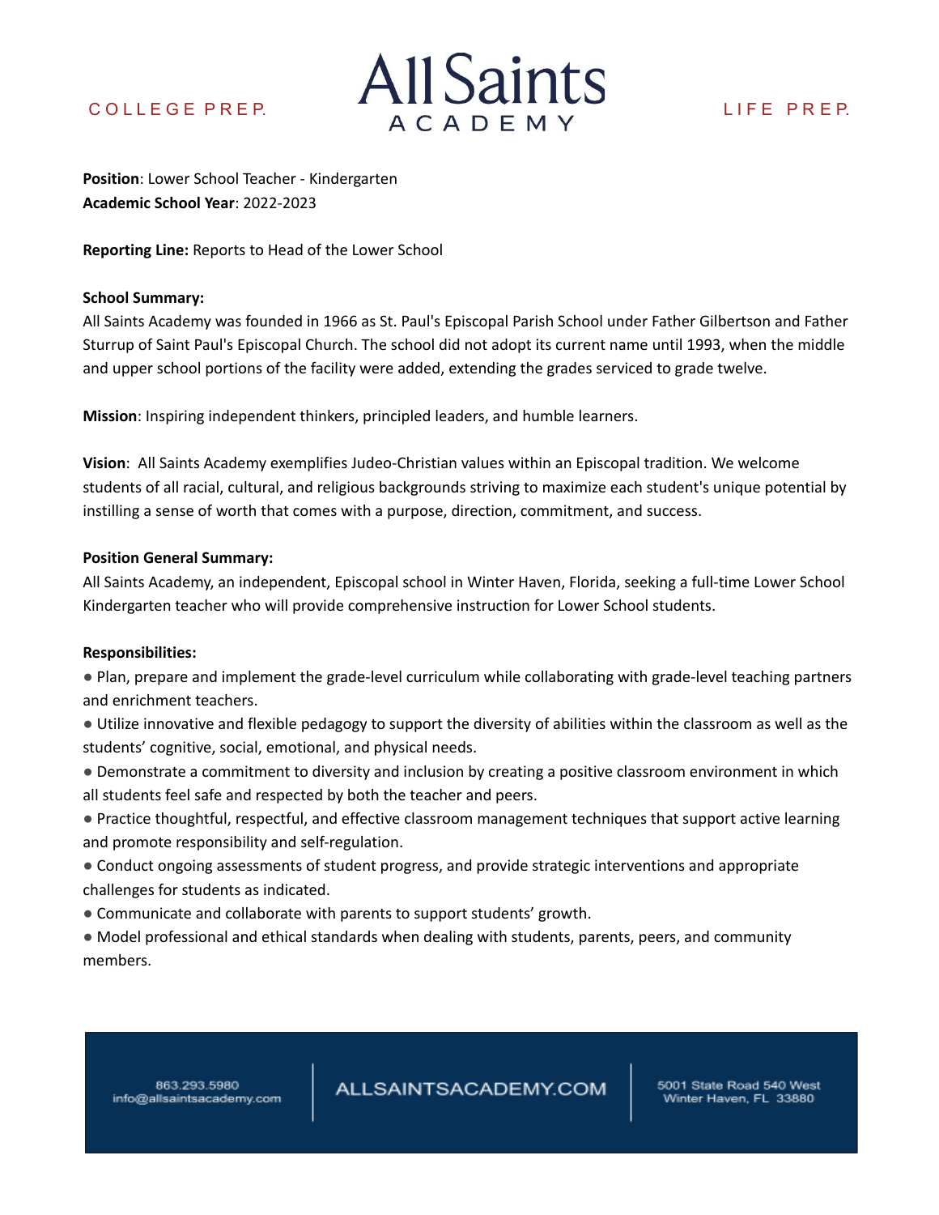COLLEGE PREP. **All Saints ACADEMY** LIFE PREP.

**Position**: Lower School Teacher - Kindergarten
**Academic School Year**: 2022-2023

**Reporting Line:** Reports to Head of the Lower School

**School Summary:**
All Saints Academy was founded in 1966 as St. Paul's Episcopal Parish School under Father Gilbertson and Father Sturrup of Saint Paul's Episcopal Church. The school did not adopt its current name until 1993, when the middle and upper school portions of the facility were added, extending the grades serviced to grade twelve.

**Mission**: Inspiring independent thinkers, principled leaders, and humble learners.

**Vision**: All Saints Academy exemplifies Judeo-Christian values within an Episcopal tradition. We welcome students of all racial, cultural, and religious backgrounds striving to maximize each student's unique potential by instilling a sense of worth that comes with a purpose, direction, commitment, and success.

**Position General Summary:**
All Saints Academy, an independent, Episcopal school in Winter Haven, Florida, seeking a full-time Lower School Kindergarten teacher who will provide comprehensive instruction for Lower School students.

**Responsibilities:**

- Plan, prepare and implement the grade-level curriculum while collaborating with grade-level teaching partners and enrichment teachers.
- Utilize innovative and flexible pedagogy to support the diversity of abilities within the classroom as well as the students' cognitive, social, emotional, and physical needs.
- Demonstrate a commitment to diversity and inclusion by creating a positive classroom environment in which all students feel safe and respected by both the teacher and peers.
- Practice thoughtful, respectful, and effective classroom management techniques that support active learning and promote responsibility and self-regulation.
- Conduct ongoing assessments of student progress, and provide strategic interventions and appropriate challenges for students as indicated.
- Communicate and collaborate with parents to support students' growth.
- Model professional and ethical standards when dealing with students, parents, peers, and community members.

863.293.5980
info@allsaintsacademy.com | ALLSAINTSACADEMY.COM | 5001 State Road 540 West
Winter Haven, FL 33880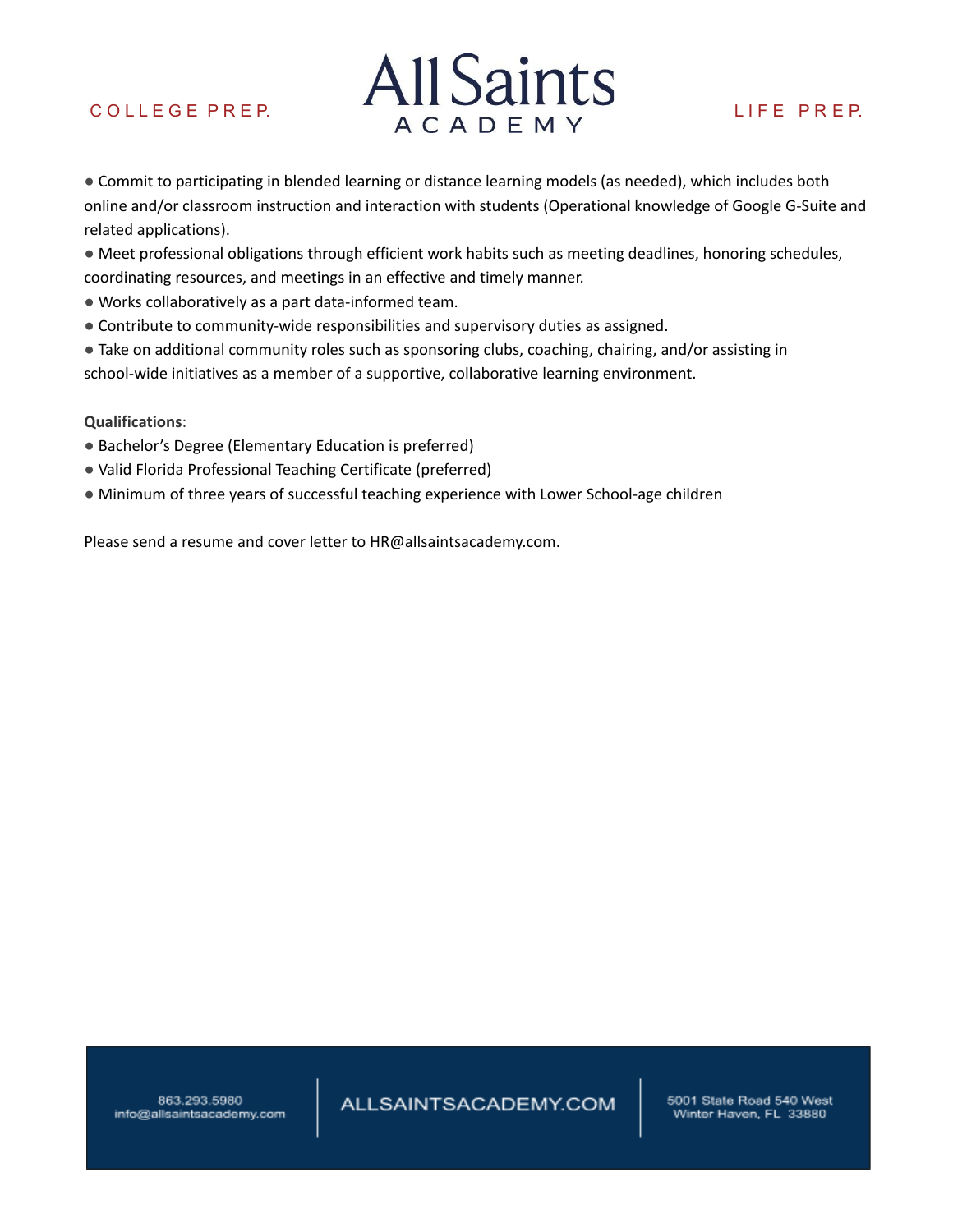● Commit to participating in blended learning or distance learning models (as needed), which includes both online and/or classroom instruction and interaction with students (Operational knowledge of Google G-Suite and related applications).
● Meet professional obligations through efficient work habits such as meeting deadlines, honoring schedules, coordinating resources, and meetings in an effective and timely manner.
● Works collaboratively as a part data-informed team.
● Contribute to community-wide responsibilities and supervisory duties as assigned.
● Take on additional community roles such as sponsoring clubs, coaching, chairing, and/or assisting in school-wide initiatives as a member of a supportive, collaborative learning environment.

**Qualifications**:
● Bachelor's Degree (Elementary Education is preferred)
● Valid Florida Professional Teaching Certificate (preferred)
● Minimum of three years of successful teaching experience with Lower School-age children

Please send a resume and cover letter to HR@allsaintsacademy.com.